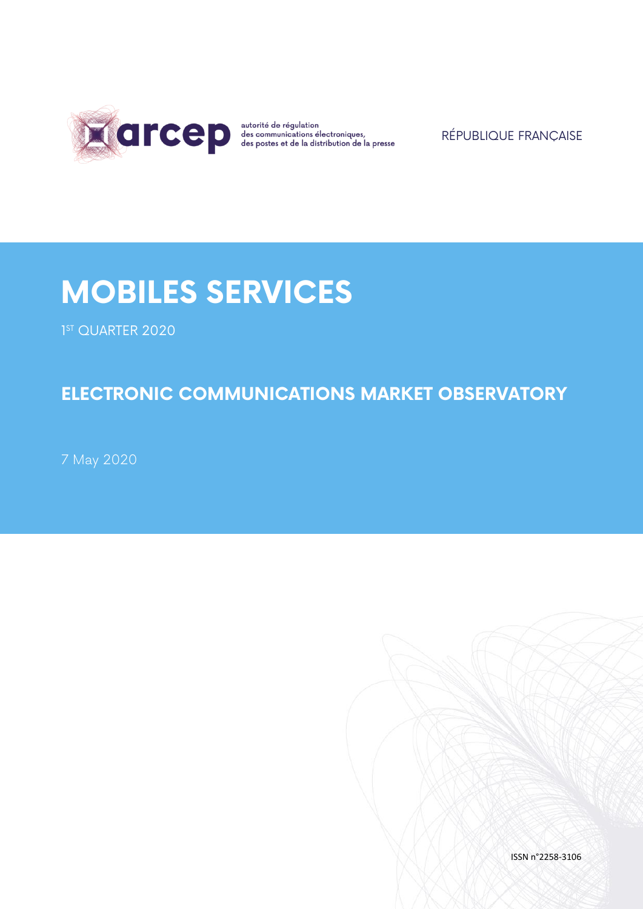arcep

autorité de régulation des communications électroniques, des postes et de la distribution de la presse

RÉPUBLIQUE FRANÇAISE

# MOBILES SERVICES

1ST QUARTER 2020

## ELECTRONIC COMMUNICATIONS MARKET OBSERVATORY

7 May 2020

ISSN n°2258-3106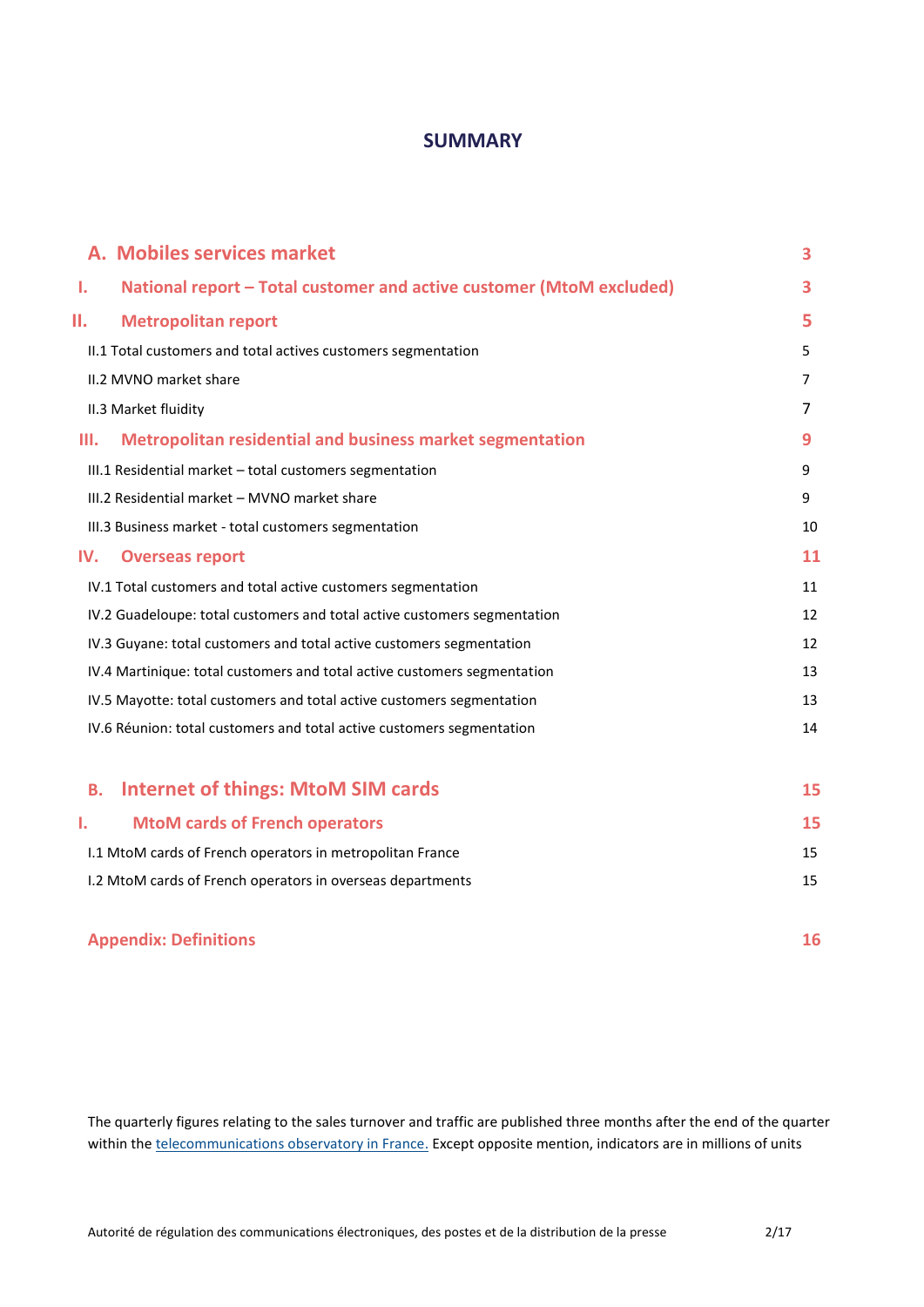## SUMMARY

| | |
|---|---|
| **A. Mobiles services market** | **3** |
| **I. National report – Total customer and active customer (MtoM excluded)** | **3** |
| **II. Metropolitan report** | **5** |
| II.1 Total customers and total actives customers segmentation | 5 |
| II.2 MVNO market share | 7 |
| II.3 Market fluidity | 7 |
| **III. Metropolitan residential and business market segmentation** | **9** |
| III.1 Residential market – total customers segmentation | 9 |
| III.2 Residential market – MVNO market share | 9 |
| III.3 Business market - total customers segmentation | 10 |
| **IV. Overseas report** | **11** |
| IV.1 Total customers and total active customers segmentation | 11 |
| IV.2 Guadeloupe: total customers and total active customers segmentation | 12 |
| IV.3 Guyane: total customers and total active customers segmentation | 12 |
| IV.4 Martinique: total customers and total active customers segmentation | 13 |
| IV.5 Mayotte: total customers and total active customers segmentation | 13 |
| IV.6 Réunion: total customers and total active customers segmentation | 14 |
| **B. Internet of things: MtoM SIM cards** | **15** |
| **I. MtoM cards of French operators** | **15** |
| I.1 MtoM cards of French operators in metropolitan France | 15 |
| I.2 MtoM cards of French operators in overseas departments | 15 |
| **Appendix: Definitions** | **16** |

The quarterly figures relating to the sales turnover and traffic are published three months after the end of the quarter within the telecommunications observatory in France. Except opposite mention, indicators are in millions of units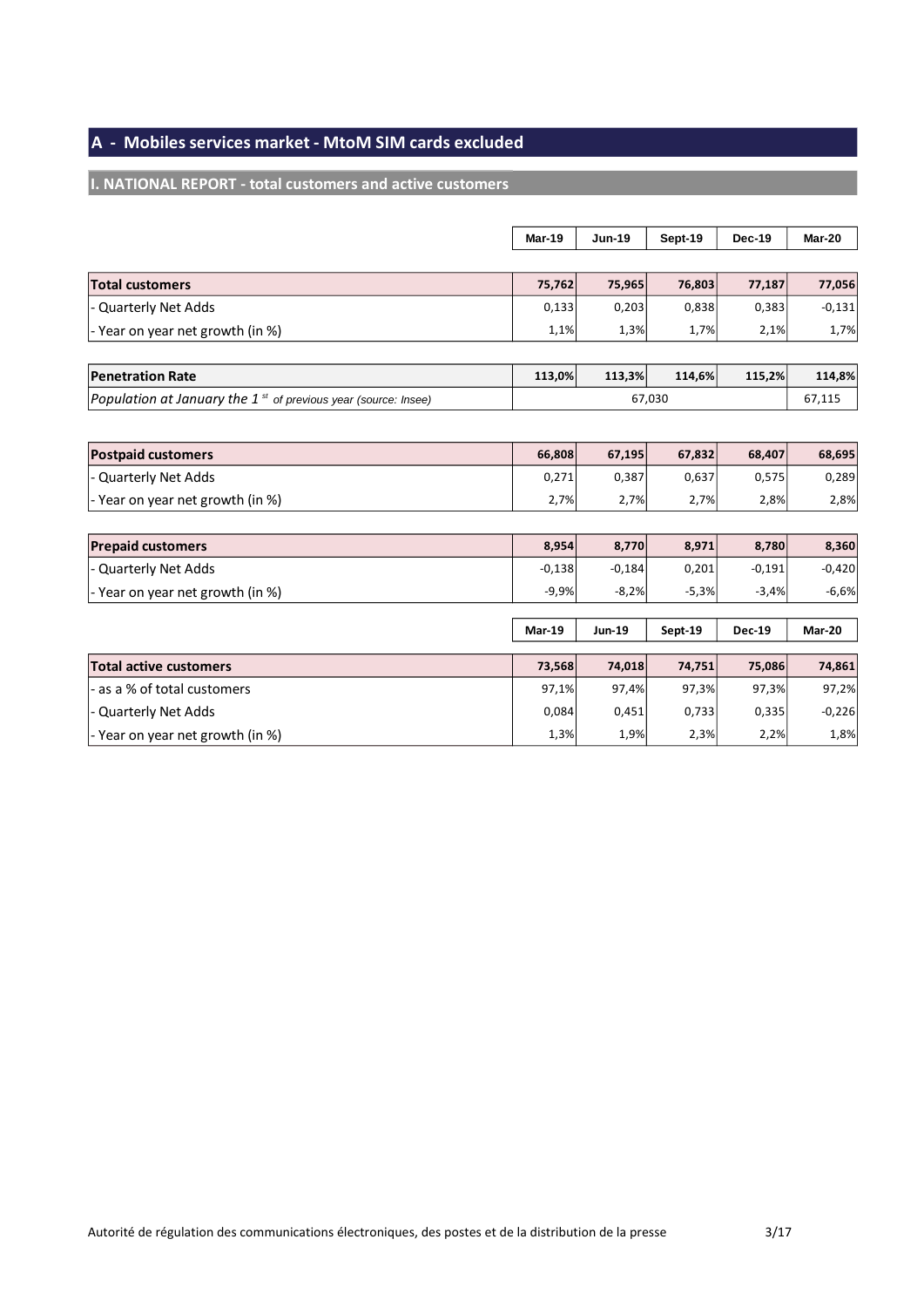## A - Mobiles services market - MtoM SIM cards excluded

### I. NATIONAL REPORT - total customers and active customers

| | Mar-19 | Jun-19 | Sept-19 | Dec-19 | Mar-20 |
|---|---|---|---|---|---|
| **Total customers** | **75,762** | **75,965** | **76,803** | **77,187** | **77,056** |
| - Quarterly Net Adds | 0,133 | 0,203 | 0,838 | 0,383 | -0,131 |
| - Year on year net growth (in %) | 1,1% | 1,3% | 1,7% | 2,1% | 1,7% |

| | Mar-19 | Jun-19 | Sept-19 | Dec-19 | Mar-20 |
|---|---|---|---|---|---|
| **Penetration Rate** | **113,0%** | **113,3%** | **114,6%** | **115,2%** | **114,8%** |
| *Population at January the 1st of previous year (source: Insee)* | 67,030 | | | | 67,115 |

| | Mar-19 | Jun-19 | Sept-19 | Dec-19 | Mar-20 |
|---|---|---|---|---|---|
| **Postpaid customers** | **66,808** | **67,195** | **67,832** | **68,407** | **68,695** |
| - Quarterly Net Adds | 0,271 | 0,387 | 0,637 | 0,575 | 0,289 |
| - Year on year net growth (in %) | 2,7% | 2,7% | 2,7% | 2,8% | 2,8% |

| | Mar-19 | Jun-19 | Sept-19 | Dec-19 | Mar-20 |
|---|---|---|---|---|---|
| **Prepaid customers** | **8,954** | **8,770** | **8,971** | **8,780** | **8,360** |
| - Quarterly Net Adds | -0,138 | -0,184 | 0,201 | -0,191 | -0,420 |
| - Year on year net growth (in %) | -9,9% | -8,2% | -5,3% | -3,4% | -6,6% |

| | Mar-19 | Jun-19 | Sept-19 | Dec-19 | Mar-20 |
|---|---|---|---|---|---|
| **Total active customers** | **73,568** | **74,018** | **74,751** | **75,086** | **74,861** |
| - as a % of total customers | 97,1% | 97,4% | 97,3% | 97,3% | 97,2% |
| - Quarterly Net Adds | 0,084 | 0,451 | 0,733 | 0,335 | -0,226 |
| - Year on year net growth (in %) | 1,3% | 1,9% | 2,3% | 2,2% | 1,8% |

Autorité de régulation des communications électroniques, des postes et de la distribution de la presse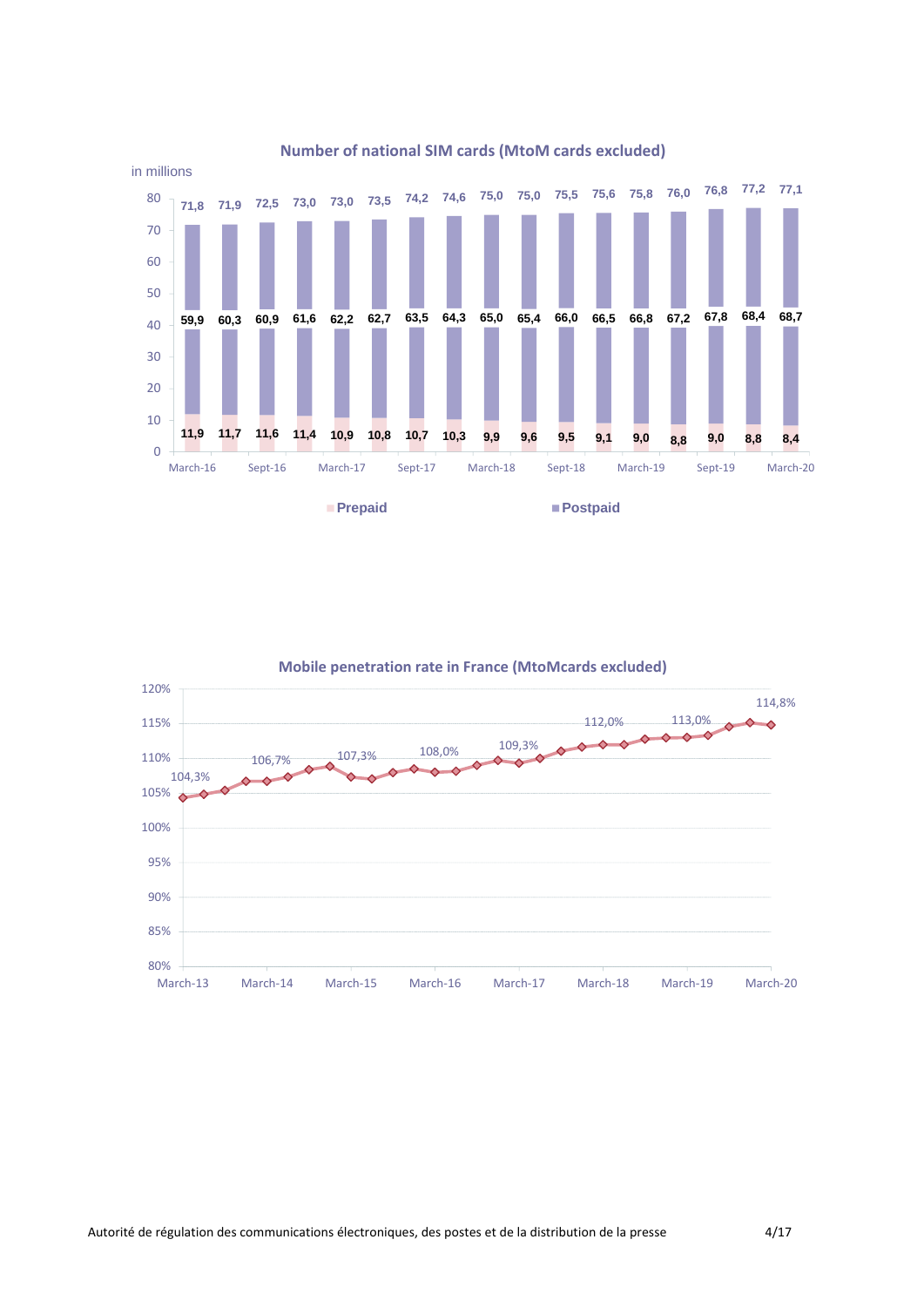## Number of national SIM cards (MtoM cards excluded)

in millions

| | March-16 | | Sept-16 | | March-17 | | Sept-17 | | March-18 | | Sept-18 | | March-19 | | Sept-19 | | March-20 |
|---|---|---|---|---|---|---|---|---|---|---|---|---|---|---|---|---|---|
| Total | 71,8 | 71,9 | 72,5 | 73,0 | 73,0 | 73,5 | 74,2 | 74,6 | 75,0 | 75,0 | 75,5 | 75,6 | 75,8 | 76,0 | 76,8 | 77,2 | 77,1 |
| Postpaid | 59,9 | 60,3 | 60,9 | 61,6 | 62,2 | 62,7 | 63,5 | 64,3 | 65,0 | 65,4 | 66,0 | 66,5 | 66,8 | 67,2 | 67,8 | 68,4 | 68,7 |
| Prepaid | 11,9 | 11,7 | 11,6 | 11,4 | 10,9 | 10,8 | 10,7 | 10,3 | 9,9 | 9,6 | 9,5 | 9,1 | 9,0 | 8,8 | 9,0 | 8,8 | 8,4 |

## Mobile penetration rate in France (MtoMcards excluded)

| March-13 | March-14 | March-15 | March-16 | March-17 | March-18 | March-19 | March-20 |
|---|---|---|---|---|---|---|---|
| 104,3% | 106,7% | 107,3% | 108,0% | 109,3% | 112,0% | 113,0% | 114,8% |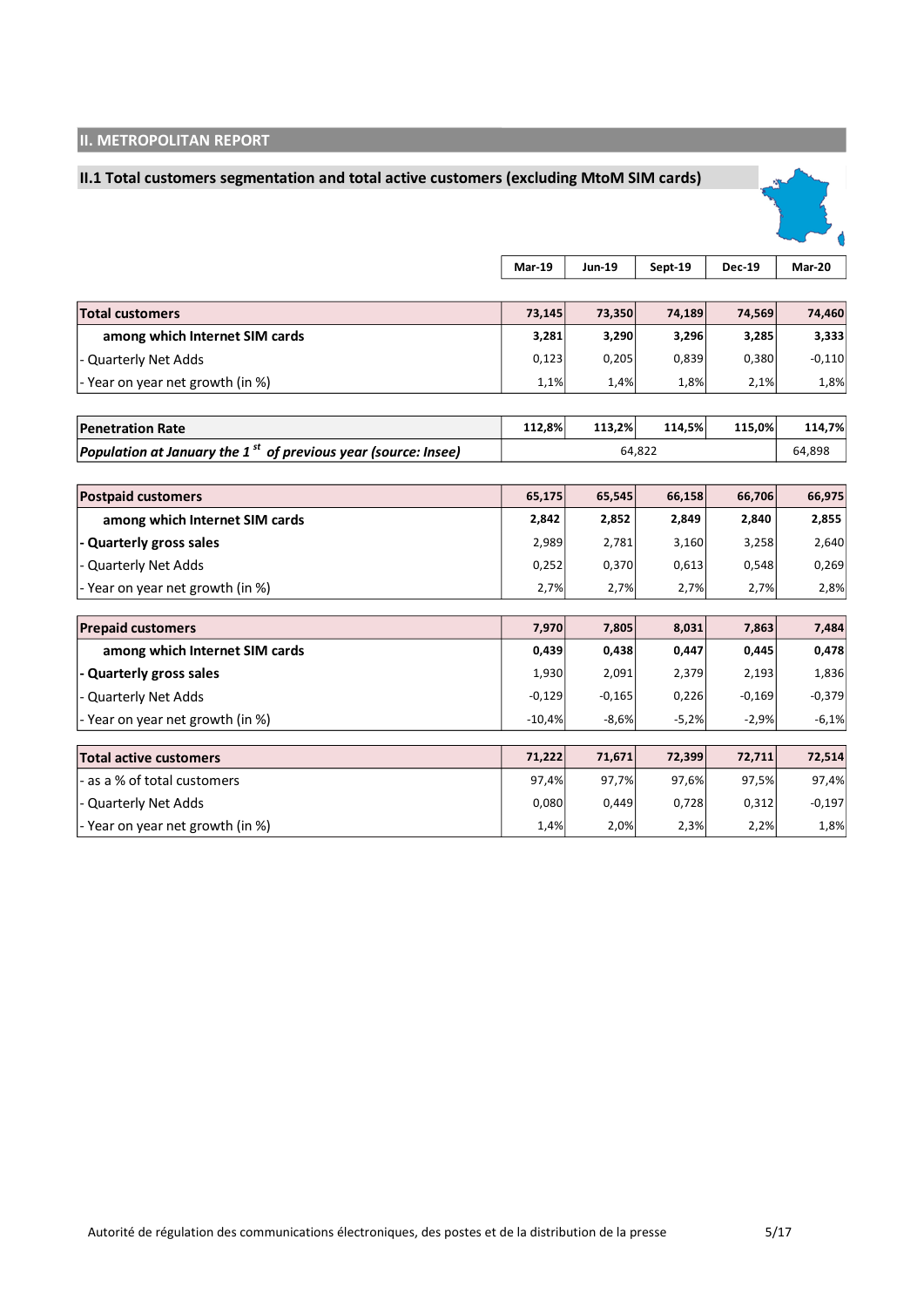## II. METROPOLITAN REPORT

### II.1 Total customers segmentation and total active customers (excluding MtoM SIM cards)

| | Mar-19 | Jun-19 | Sept-19 | Dec-19 | Mar-20 |
|---|---|---|---|---|---|
| **Total customers** | **73,145** | **73,350** | **74,189** | **74,569** | **74,460** |
| **among which Internet SIM cards** | **3,281** | **3,290** | **3,296** | **3,285** | **3,333** |
| - Quarterly Net Adds | 0,123 | 0,205 | 0,839 | 0,380 | -0,110 |
| - Year on year net growth (in %) | 1,1% | 1,4% | 1,8% | 2,1% | 1,8% |

| | Mar-19 | Jun-19 | Sept-19 | Dec-19 | Mar-20 |
|---|---|---|---|---|---|
| **Penetration Rate** | **112,8%** | **113,2%** | **114,5%** | **115,0%** | **114,7%** |
| ***Population at January the 1[st] of previous year (source: Insee)*** | 64,822 | | | | 64,898 |

| | Mar-19 | Jun-19 | Sept-19 | Dec-19 | Mar-20 |
|---|---|---|---|---|---|
| **Postpaid customers** | **65,175** | **65,545** | **66,158** | **66,706** | **66,975** |
| **among which Internet SIM cards** | **2,842** | **2,852** | **2,849** | **2,840** | **2,855** |
| **- Quarterly gross sales** | 2,989 | 2,781 | 3,160 | 3,258 | 2,640 |
| - Quarterly Net Adds | 0,252 | 0,370 | 0,613 | 0,548 | 0,269 |
| - Year on year net growth (in %) | 2,7% | 2,7% | 2,7% | 2,7% | 2,8% |

| | Mar-19 | Jun-19 | Sept-19 | Dec-19 | Mar-20 |
|---|---|---|---|---|---|
| **Prepaid customers** | **7,970** | **7,805** | **8,031** | **7,863** | **7,484** |
| **among which Internet SIM cards** | **0,439** | **0,438** | **0,447** | **0,445** | **0,478** |
| **- Quarterly gross sales** | 1,930 | 2,091 | 2,379 | 2,193 | 1,836 |
| - Quarterly Net Adds | -0,129 | -0,165 | 0,226 | -0,169 | -0,379 |
| - Year on year net growth (in %) | -10,4% | -8,6% | -5,2% | -2,9% | -6,1% |

| | Mar-19 | Jun-19 | Sept-19 | Dec-19 | Mar-20 |
|---|---|---|---|---|---|
| **Total active customers** | **71,222** | **71,671** | **72,399** | **72,711** | **72,514** |
| - as a % of total customers | 97,4% | 97,7% | 97,6% | 97,5% | 97,4% |
| - Quarterly Net Adds | 0,080 | 0,449 | 0,728 | 0,312 | -0,197 |
| - Year on year net growth (in %) | 1,4% | 2,0% | 2,3% | 2,2% | 1,8% |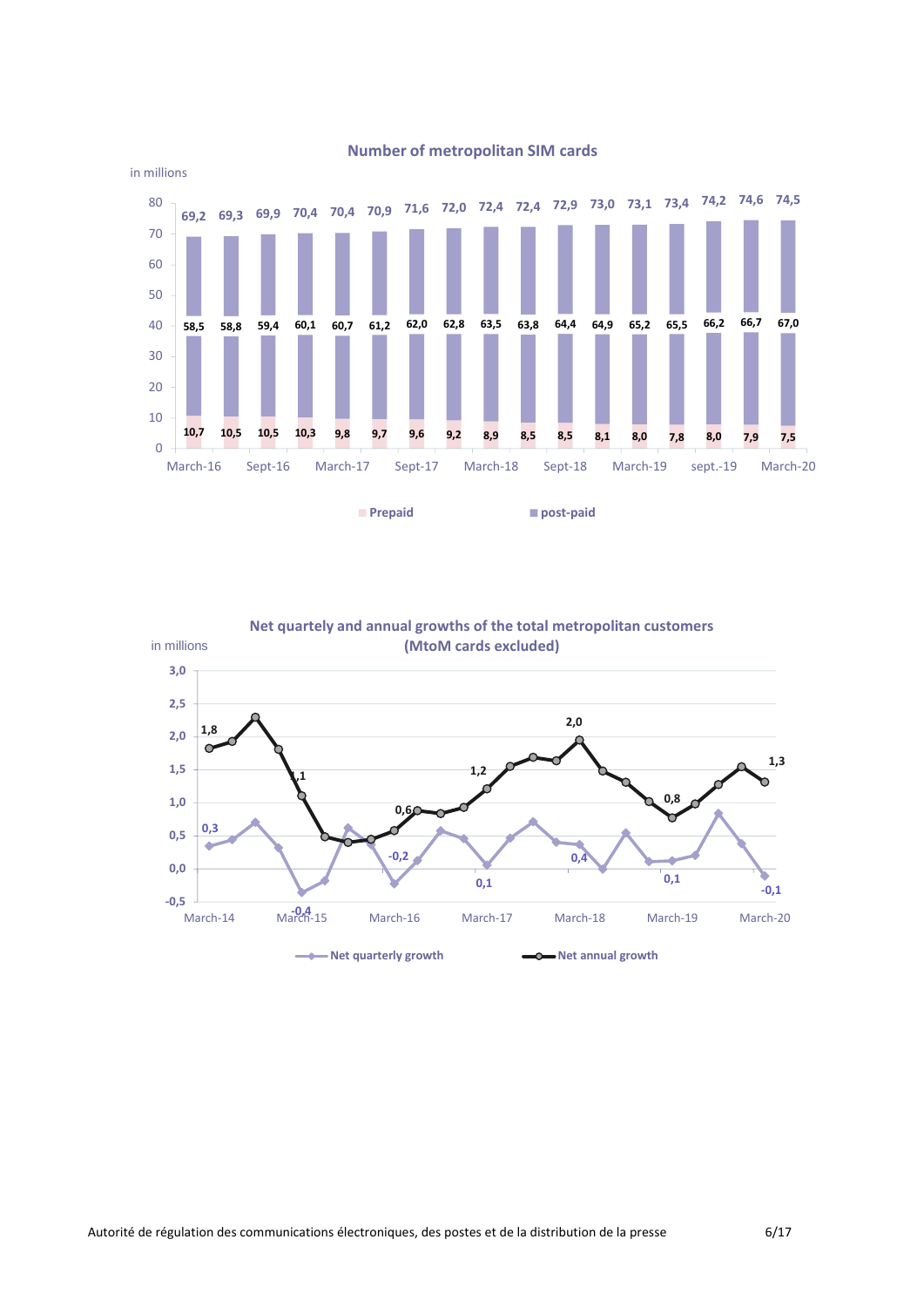**Number of metropolitan SIM cards**

in millions

| | March-16 | | Sept-16 | | March-17 | | Sept-17 | | March-18 | | Sept-18 | | March-19 | | sept.-19 | | March-20 |
|---|---|---|---|---|---|---|---|---|---|---|---|---|---|---|---|---|---|
| Total | 69,2 | 69,3 | 69,9 | 70,4 | 70,4 | 70,9 | 71,6 | 72,0 | 72,4 | 72,4 | 72,9 | 73,0 | 73,1 | 73,4 | 74,2 | 74,6 | 74,5 |
| post-paid | 58,5 | 58,8 | 59,4 | 60,1 | 60,7 | 61,2 | 62,0 | 62,8 | 63,5 | 63,8 | 64,4 | 64,9 | 65,2 | 65,5 | 66,2 | 66,7 | 67,0 |
| Prepaid | 10,7 | 10,5 | 10,5 | 10,3 | 9,8 | 9,7 | 9,6 | 9,2 | 8,9 | 8,5 | 8,5 | 8,1 | 8,0 | 7,8 | 8,0 | 7,9 | 7,5 |

**Net quartely and annual growths of the total metropolitan customers (MtoM cards excluded)**

in millions

Series: Net quarterly growth; Net annual growth

Labelled values: Net annual growth — 1,8 (March-14); 1,1 (March-15); 0,6; 1,2; 2,0 (March-18); 0,8 (March-19); 1,3 (March-20). Net quarterly growth — 0,3 (March-14); -0,4 (March-15); -0,2; 0,1; 0,4; 0,1; -0,1 (March-20).

Autorité de régulation des communications électroniques, des postes et de la distribution de la presse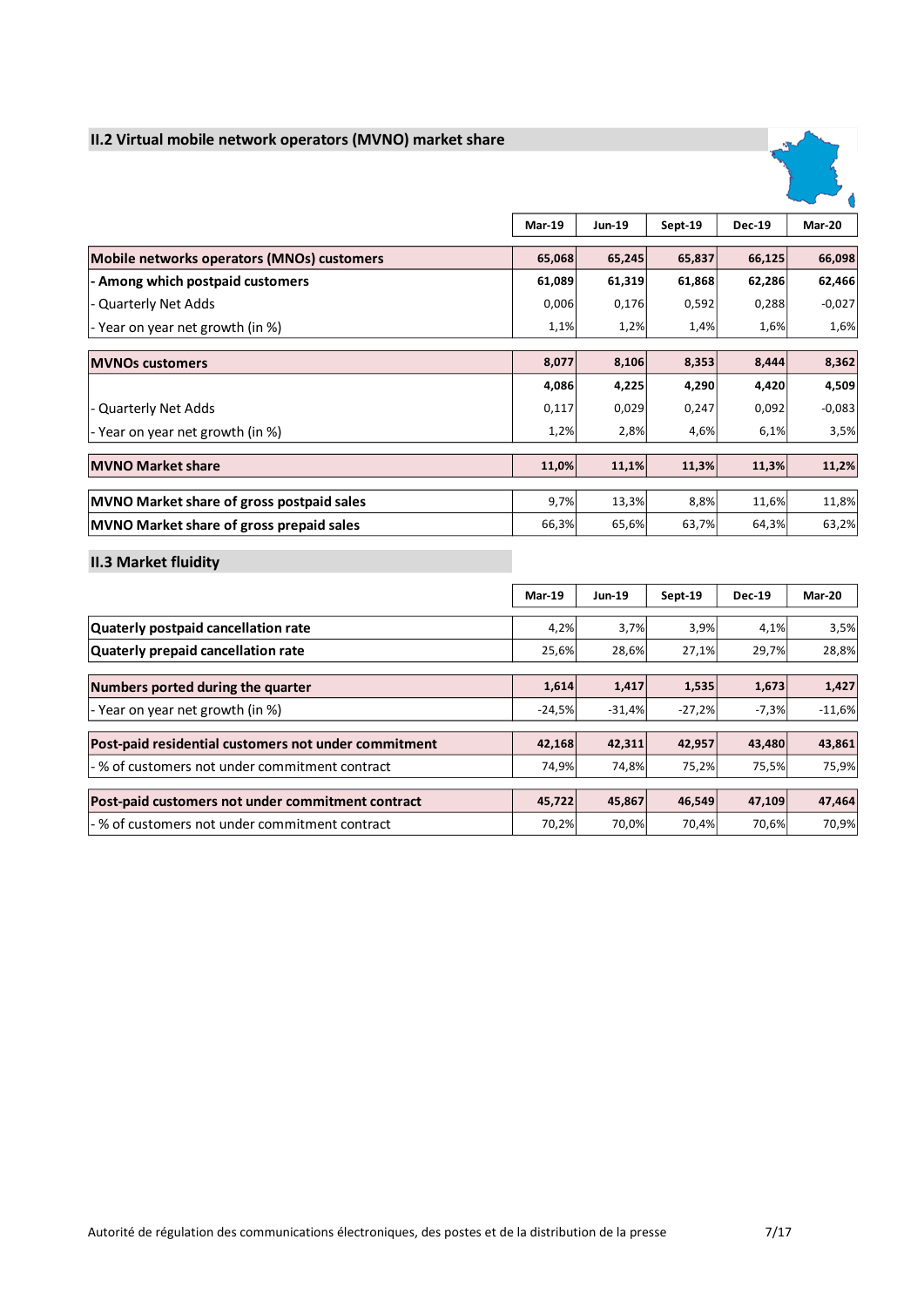## II.2 Virtual mobile network operators (MVNO) market share

| | Mar-19 | Jun-19 | Sept-19 | Dec-19 | Mar-20 |
|---|---|---|---|---|---|
| **Mobile networks operators (MNOs) customers** | **65,068** | **65,245** | **65,837** | **66,125** | **66,098** |
| **- Among which postpaid customers** | **61,089** | **61,319** | **61,868** | **62,286** | **62,466** |
| - Quarterly Net Adds | 0,006 | 0,176 | 0,592 | 0,288 | -0,027 |
| - Year on year net growth (in %) | 1,1% | 1,2% | 1,4% | 1,6% | 1,6% |
| **MVNOs customers** | **8,077** | **8,106** | **8,353** | **8,444** | **8,362** |
| | **4,086** | **4,225** | **4,290** | **4,420** | **4,509** |
| - Quarterly Net Adds | 0,117 | 0,029 | 0,247 | 0,092 | -0,083 |
| - Year on year net growth (in %) | 1,2% | 2,8% | 4,6% | 6,1% | 3,5% |
| **MVNO Market share** | **11,0%** | **11,1%** | **11,3%** | **11,3%** | **11,2%** |
| **MVNO Market share of gross postpaid sales** | 9,7% | 13,3% | 8,8% | 11,6% | 11,8% |
| **MVNO Market share of gross prepaid sales** | 66,3% | 65,6% | 63,7% | 64,3% | 63,2% |

## II.3 Market fluidity

| | Mar-19 | Jun-19 | Sept-19 | Dec-19 | Mar-20 |
|---|---|---|---|---|---|
| **Quaterly postpaid cancellation rate** | 4,2% | 3,7% | 3,9% | 4,1% | 3,5% |
| **Quaterly prepaid cancellation rate** | 25,6% | 28,6% | 27,1% | 29,7% | 28,8% |
| **Numbers ported during the quarter** | **1,614** | **1,417** | **1,535** | **1,673** | **1,427** |
| - Year on year net growth (in %) | -24,5% | -31,4% | -27,2% | -7,3% | -11,6% |
| **Post-paid residential customers not under commitment** | **42,168** | **42,311** | **42,957** | **43,480** | **43,861** |
| - % of customers not under commitment contract | 74,9% | 74,8% | 75,2% | 75,5% | 75,9% |
| **Post-paid customers not under commitment contract** | **45,722** | **45,867** | **46,549** | **47,109** | **47,464** |
| - % of customers not under commitment contract | 70,2% | 70,0% | 70,4% | 70,6% | 70,9% |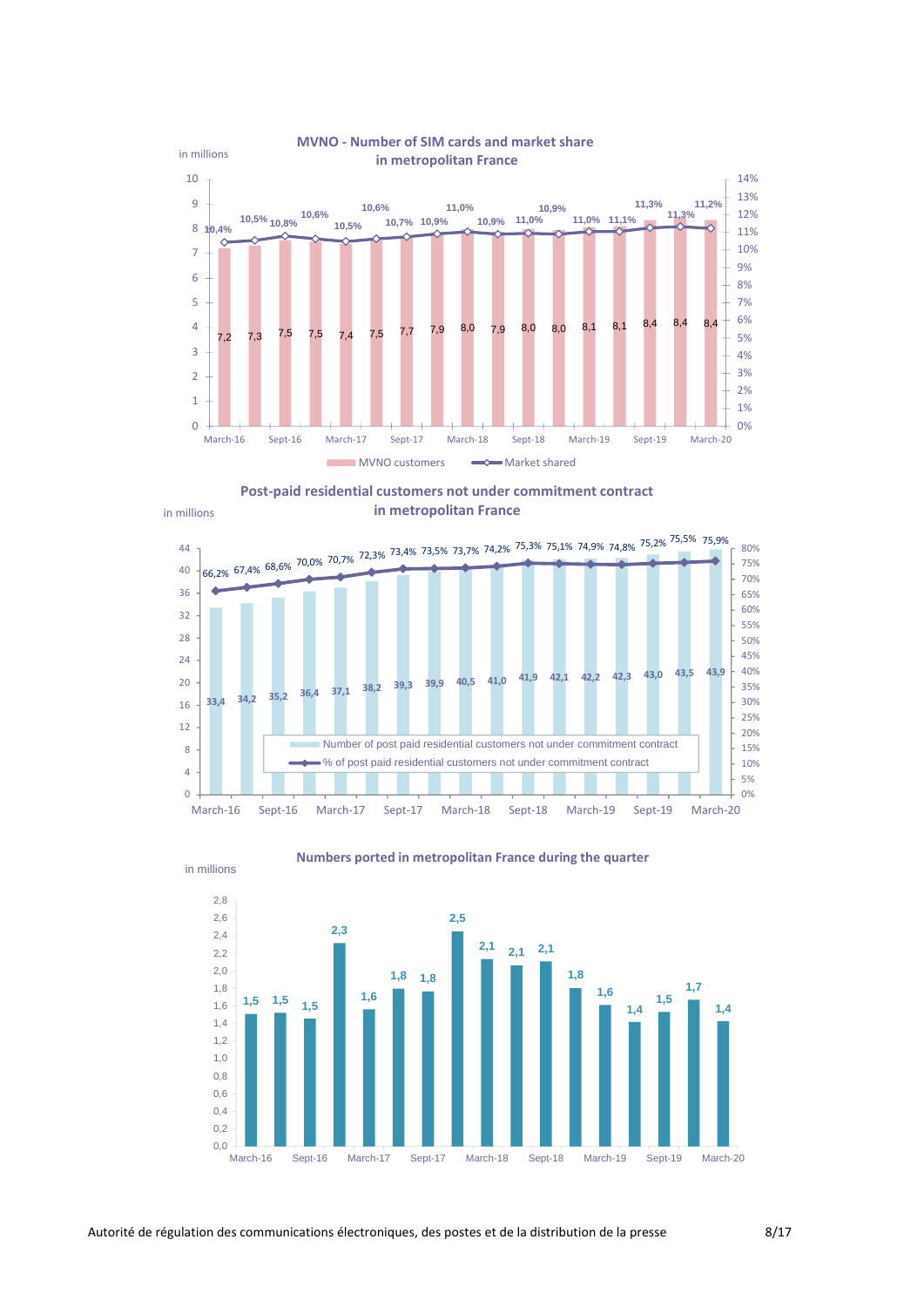## MVNO - Number of SIM cards and market share in metropolitan France

in millions

| Quarter | MVNO customers | Market shared |
|---|---|---|
| March-16 | 7,2 | 10,4% |
| | 7,3 | 10,5% |
| Sept-16 | 7,5 | 10,8% |
| | 7,5 | 10,6% |
| March-17 | 7,4 | 10,5% |
| | 7,5 | 10,6% |
| Sept-17 | 7,7 | 10,7% |
| | 7,9 | 10,9% |
| March-18 | 8,0 | 11,0% |
| | 7,9 | 10,9% |
| Sept-18 | 8,0 | 11,0% |
| | 8,0 | 10,9% |
| March-19 | 8,1 | 11,0% |
| | 8,1 | 11,1% |
| Sept-19 | 8,4 | 11,3% |
| | 8,4 | 11,3% |
| March-20 | 8,4 | 11,2% |

## Post-paid residential customers not under commitment contract in metropolitan France

in millions

| Quarter | Number of post paid residential customers not under commitment contract | % of post paid residential customers not under commitment contract |
|---|---|---|
| March-16 | 33,4 | 66,2% |
| | 34,2 | 67,4% |
| Sept-16 | 35,2 | 68,6% |
| | 36,4 | 70,0% |
| March-17 | 37,1 | 70,7% |
| | 38,2 | 72,3% |
| Sept-17 | 39,3 | 73,4% |
| | 39,9 | 73,5% |
| March-18 | 40,5 | 73,7% |
| | 41,0 | 74,2% |
| Sept-18 | 41,9 | 75,3% |
| | 42,1 | 75,1% |
| March-19 | 42,2 | 74,9% |
| | 42,3 | 74,8% |
| Sept-19 | 43,0 | 75,2% |
| | 43,5 | 75,5% |
| March-20 | 43,9 | 75,9% |

## Numbers ported in metropolitan France during the quarter

in millions

| Quarter | Numbers ported |
|---|---|
| March-16 | 1,5 |
| | 1,5 |
| Sept-16 | 1,5 |
| | 2,3 |
| March-17 | 1,6 |
| | 1,8 |
| Sept-17 | 1,8 |
| | 2,5 |
| March-18 | 2,1 |
| | 2,1 |
| Sept-18 | 2,1 |
| | 1,8 |
| March-19 | 1,6 |
| | 1,4 |
| Sept-19 | 1,5 |
| | 1,7 |
| March-20 | 1,4 |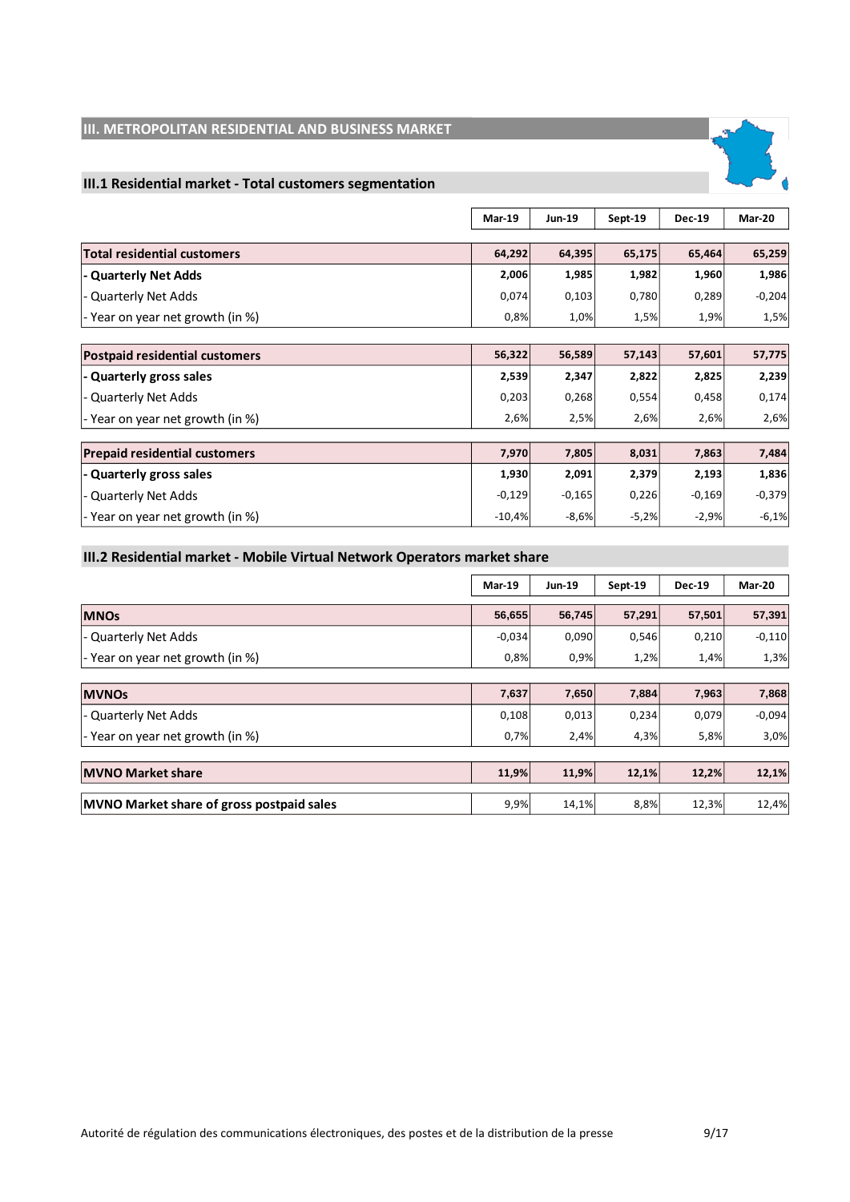## III. METROPOLITAN RESIDENTIAL AND BUSINESS MARKET

### III.1 Residential market - Total customers segmentation

| | Mar-19 | Jun-19 | Sept-19 | Dec-19 | Mar-20 |
|---|---|---|---|---|---|
| **Total residential customers** | **64,292** | **64,395** | **65,175** | **65,464** | **65,259** |
| **- Quarterly Net Adds** | **2,006** | **1,985** | **1,982** | **1,960** | **1,986** |
| - Quarterly Net Adds | 0,074 | 0,103 | 0,780 | 0,289 | -0,204 |
| - Year on year net growth (in %) | 0,8% | 1,0% | 1,5% | 1,9% | 1,5% |
| **Postpaid residential customers** | **56,322** | **56,589** | **57,143** | **57,601** | **57,775** |
| **- Quarterly gross sales** | **2,539** | **2,347** | **2,822** | **2,825** | **2,239** |
| - Quarterly Net Adds | 0,203 | 0,268 | 0,554 | 0,458 | 0,174 |
| - Year on year net growth (in %) | 2,6% | 2,5% | 2,6% | 2,6% | 2,6% |
| **Prepaid residential customers** | **7,970** | **7,805** | **8,031** | **7,863** | **7,484** |
| **- Quarterly gross sales** | **1,930** | **2,091** | **2,379** | **2,193** | **1,836** |
| - Quarterly Net Adds | -0,129 | -0,165 | 0,226 | -0,169 | -0,379 |
| - Year on year net growth (in %) | -10,4% | -8,6% | -5,2% | -2,9% | -6,1% |

### III.2 Residential market - Mobile Virtual Network Operators market share

| | Mar-19 | Jun-19 | Sept-19 | Dec-19 | Mar-20 |
|---|---|---|---|---|---|
| **MNOs** | **56,655** | **56,745** | **57,291** | **57,501** | **57,391** |
| - Quarterly Net Adds | -0,034 | 0,090 | 0,546 | 0,210 | -0,110 |
| - Year on year net growth (in %) | 0,8% | 0,9% | 1,2% | 1,4% | 1,3% |
| **MVNOs** | **7,637** | **7,650** | **7,884** | **7,963** | **7,868** |
| - Quarterly Net Adds | 0,108 | 0,013 | 0,234 | 0,079 | -0,094 |
| - Year on year net growth (in %) | 0,7% | 2,4% | 4,3% | 5,8% | 3,0% |
| **MVNO Market share** | **11,9%** | **11,9%** | **12,1%** | **12,2%** | **12,1%** |
| **MVNO Market share of gross postpaid sales** | 9,9% | 14,1% | 8,8% | 12,3% | 12,4% |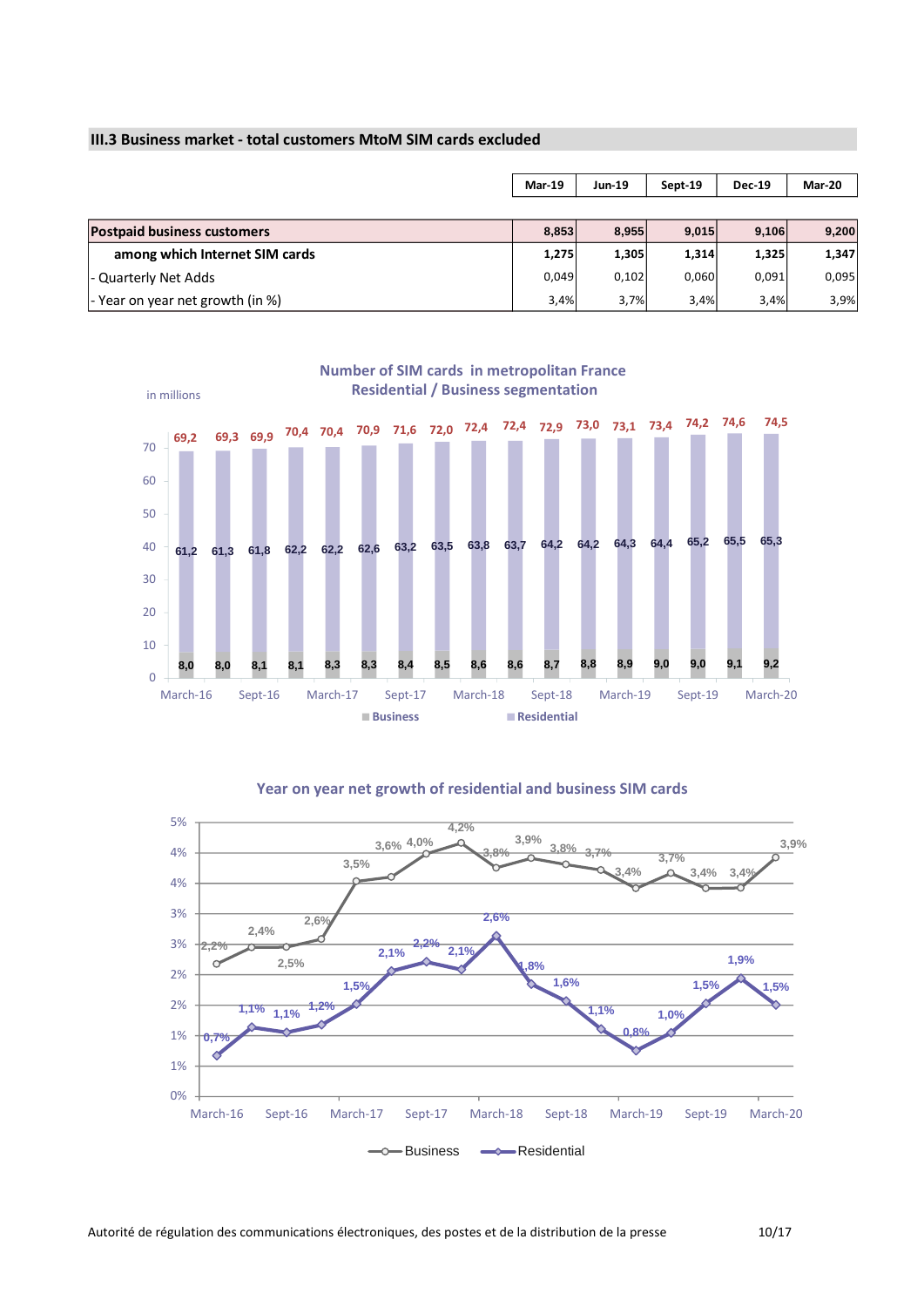### III.3 Business market - total customers MtoM SIM cards excluded

| | Mar-19 | Jun-19 | Sept-19 | Dec-19 | Mar-20 |
|---|---|---|---|---|---|
| **Postpaid business customers** | **8,853** | **8,955** | **9,015** | **9,106** | **9,200** |
| **among which Internet SIM cards** | **1,275** | **1,305** | **1,314** | **1,325** | **1,347** |
| - Quarterly Net Adds | 0,049 | 0,102 | 0,060 | 0,091 | 0,095 |
| - Year on year net growth (in %) | 3,4% | 3,7% | 3,4% | 3,4% | 3,9% |

**Number of SIM cards in metropolitan France**
**Residential / Business segmentation**

in millions

| | Business | Residential | Total |
|---|---|---|---|
| March-16 | 8,0 | 61,2 | 69,2 |
| | 8,0 | 61,3 | 69,3 |
| Sept-16 | 8,1 | 61,8 | 69,9 |
| | 8,1 | 62,2 | 70,4 |
| March-17 | 8,3 | 62,2 | 70,4 |
| | 8,3 | 62,6 | 70,9 |
| Sept-17 | 8,4 | 63,2 | 71,6 |
| | 8,5 | 63,5 | 72,0 |
| March-18 | 8,6 | 63,8 | 72,4 |
| | 8,6 | 63,7 | 72,4 |
| Sept-18 | 8,7 | 64,2 | 72,9 |
| | 8,8 | 64,2 | 73,0 |
| March-19 | 8,9 | 64,3 | 73,1 |
| | 9,0 | 64,4 | 73,4 |
| Sept-19 | 9,0 | 65,2 | 74,2 |
| | 9,1 | 65,5 | 74,6 |
| March-20 | 9,2 | 65,3 | 74,5 |

**Year on year net growth of residential and business SIM cards**

| | Business | Residential |
|---|---|---|
| March-16 | 2,2% | 0,7% |
| | 2,4% | 1,1% |
| Sept-16 | 2,5% | 1,1% |
| | 2,6% | 1,2% |
| March-17 | 3,5% | 1,5% |
| | 3,6% | 2,1% |
| Sept-17 | 4,0% | 2,2% |
| | 4,2% | 2,1% |
| March-18 | 3,8% | 2,6% |
| | 3,9% | 1,8% |
| Sept-18 | 3,8% | 1,6% |
| | 3,7% | 1,1% |
| March-19 | 3,4% | 0,8% |
| | 3,7% | 1,0% |
| Sept-19 | 3,4% | 1,5% |
| | 3,4% | 1,9% |
| March-20 | 3,9% | 1,5% |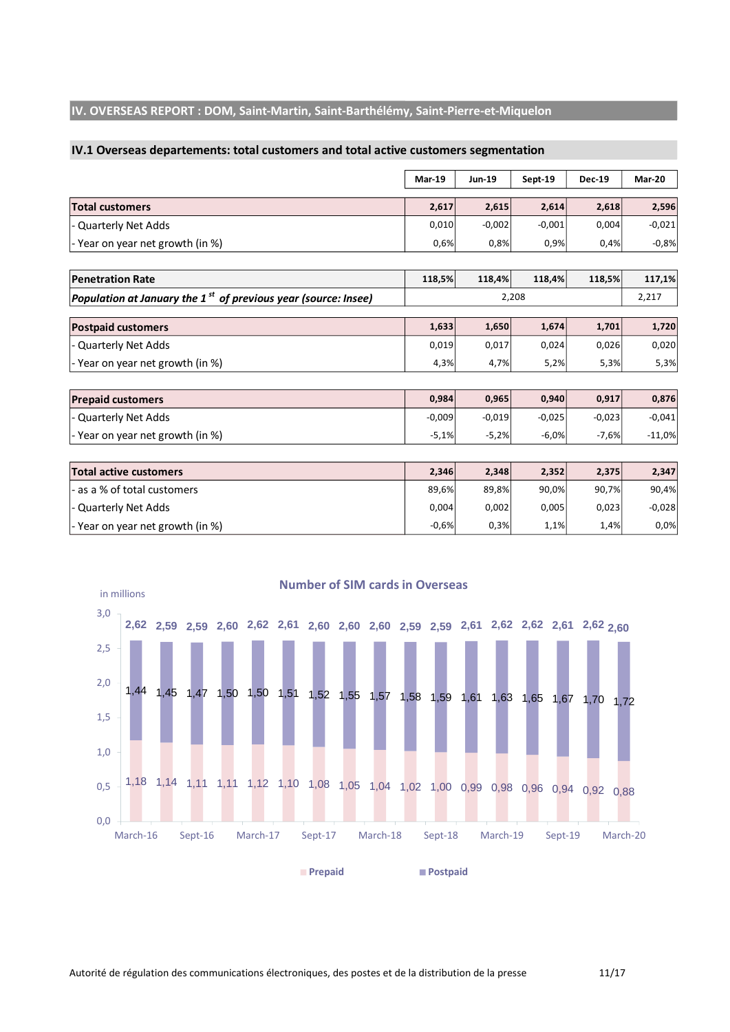## IV. OVERSEAS REPORT : DOM, Saint-Martin, Saint-Barthélémy, Saint-Pierre-et-Miquelon

### IV.1 Overseas departements: total customers and total active customers segmentation

| | Mar-19 | Jun-19 | Sept-19 | Dec-19 | Mar-20 |
|---|---|---|---|---|---|
| **Total customers** | **2,617** | **2,615** | **2,614** | **2,618** | **2,596** |
| - Quarterly Net Adds | 0,010 | -0,002 | -0,001 | 0,004 | -0,021 |
| - Year on year net growth (in %) | 0,6% | 0,8% | 0,9% | 0,4% | -0,8% |
| | | | | | |
| **Penetration Rate** | **118,5%** | **118,4%** | **118,4%** | **118,5%** | **117,1%** |
| ***Population at January the 1st of previous year (source: Insee)*** | 2,208 | | | | 2,217 |
| | | | | | |
| **Postpaid customers** | **1,633** | **1,650** | **1,674** | **1,701** | **1,720** |
| - Quarterly Net Adds | 0,019 | 0,017 | 0,024 | 0,026 | 0,020 |
| - Year on year net growth (in %) | 4,3% | 4,7% | 5,2% | 5,3% | 5,3% |
| | | | | | |
| **Prepaid customers** | **0,984** | **0,965** | **0,940** | **0,917** | **0,876** |
| - Quarterly Net Adds | -0,009 | -0,019 | -0,025 | -0,023 | -0,041 |
| - Year on year net growth (in %) | -5,1% | -5,2% | -6,0% | -7,6% | -11,0% |
| | | | | | |
| **Total active customers** | **2,346** | **2,348** | **2,352** | **2,375** | **2,347** |
| - as a % of total customers | 89,6% | 89,8% | 90,0% | 90,7% | 90,4% |
| - Quarterly Net Adds | 0,004 | 0,002 | 0,005 | 0,023 | -0,028 |
| - Year on year net growth (in %) | -0,6% | 0,3% | 1,1% | 1,4% | 0,0% |

**Number of SIM cards in Overseas**

in millions

| Quarter | Prepaid | Postpaid | Total |
|---|---|---|---|
| March-16 | 1,18 | 1,44 | 2,62 |
| | 1,14 | 1,45 | 2,59 |
| Sept-16 | 1,11 | 1,47 | 2,59 |
| | 1,11 | 1,50 | 2,60 |
| March-17 | 1,12 | 1,50 | 2,62 |
| | 1,10 | 1,51 | 2,61 |
| Sept-17 | 1,08 | 1,52 | 2,60 |
| | 1,05 | 1,55 | 2,60 |
| March-18 | 1,04 | 1,57 | 2,60 |
| | 1,02 | 1,58 | 2,59 |
| Sept-18 | 1,00 | 1,59 | 2,59 |
| | 0,99 | 1,61 | 2,61 |
| March-19 | 0,98 | 1,63 | 2,62 |
| | 0,96 | 1,65 | 2,62 |
| Sept-19 | 0,94 | 1,67 | 2,61 |
| | 0,92 | 1,70 | 2,62 |
| March-20 | 0,88 | 1,72 | 2,60 |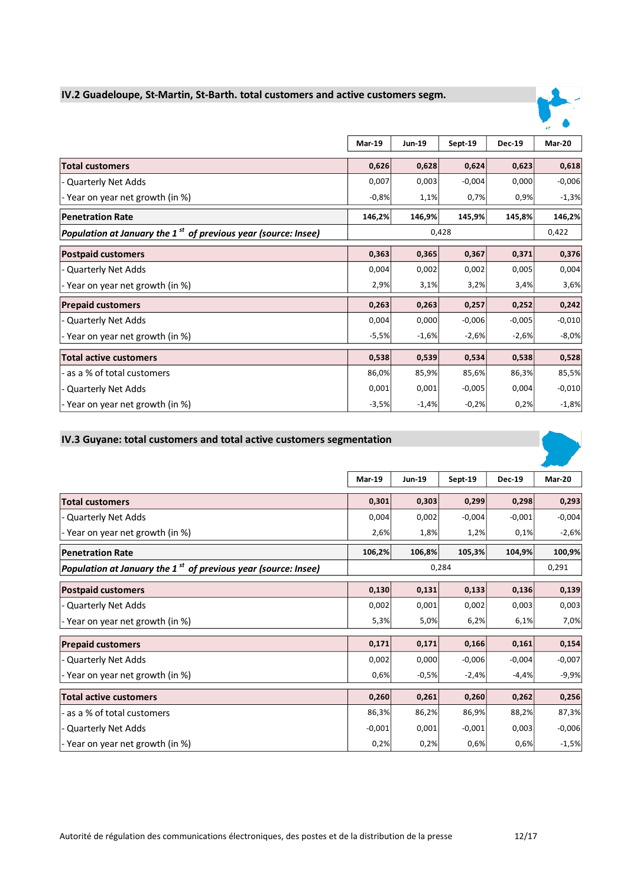## IV.2 Guadeloupe, St-Martin, St-Barth. total customers and active customers segm.

| | Mar-19 | Jun-19 | Sept-19 | Dec-19 | Mar-20 |
|---|---|---|---|---|---|
| **Total customers** | **0,626** | **0,628** | **0,624** | **0,623** | **0,618** |
| - Quarterly Net Adds | 0,007 | 0,003 | -0,004 | 0,000 | -0,006 |
| - Year on year net growth (in %) | -0,8% | 1,1% | 0,7% | 0,9% | -1,3% |
| **Penetration Rate** | **146,2%** | **146,9%** | **145,9%** | **145,8%** | **146,2%** |
| ***Population at January the 1st of previous year (source: Insee)*** | 0,428 | | | | 0,422 |
| **Postpaid customers** | **0,363** | **0,365** | **0,367** | **0,371** | **0,376** |
| - Quarterly Net Adds | 0,004 | 0,002 | 0,002 | 0,005 | 0,004 |
| - Year on year net growth (in %) | 2,9% | 3,1% | 3,2% | 3,4% | 3,6% |
| **Prepaid customers** | **0,263** | **0,263** | **0,257** | **0,252** | **0,242** |
| - Quarterly Net Adds | 0,004 | 0,000 | -0,006 | -0,005 | -0,010 |
| - Year on year net growth (in %) | -5,5% | -1,6% | -2,6% | -2,6% | -8,0% |
| **Total active customers** | **0,538** | **0,539** | **0,534** | **0,538** | **0,528** |
| - as a % of total customers | 86,0% | 85,9% | 85,6% | 86,3% | 85,5% |
| - Quarterly Net Adds | 0,001 | 0,001 | -0,005 | 0,004 | -0,010 |
| - Year on year net growth (in %) | -3,5% | -1,4% | -0,2% | 0,2% | -1,8% |

## IV.3 Guyane: total customers and total active customers segmentation

| | Mar-19 | Jun-19 | Sept-19 | Dec-19 | Mar-20 |
|---|---|---|---|---|---|
| **Total customers** | **0,301** | **0,303** | **0,299** | **0,298** | **0,293** |
| - Quarterly Net Adds | 0,004 | 0,002 | -0,004 | -0,001 | -0,004 |
| - Year on year net growth (in %) | 2,6% | 1,8% | 1,2% | 0,1% | -2,6% |
| **Penetration Rate** | **106,2%** | **106,8%** | **105,3%** | **104,9%** | **100,9%** |
| ***Population at January the 1st of previous year (source: Insee)*** | 0,284 | | | | 0,291 |
| **Postpaid customers** | **0,130** | **0,131** | **0,133** | **0,136** | **0,139** |
| - Quarterly Net Adds | 0,002 | 0,001 | 0,002 | 0,003 | 0,003 |
| - Year on year net growth (in %) | 5,3% | 5,0% | 6,2% | 6,1% | 7,0% |
| **Prepaid customers** | **0,171** | **0,171** | **0,166** | **0,161** | **0,154** |
| - Quarterly Net Adds | 0,002 | 0,000 | -0,006 | -0,004 | -0,007 |
| - Year on year net growth (in %) | 0,6% | -0,5% | -2,4% | -4,4% | -9,9% |
| **Total active customers** | **0,260** | **0,261** | **0,260** | **0,262** | **0,256** |
| - as a % of total customers | 86,3% | 86,2% | 86,9% | 88,2% | 87,3% |
| - Quarterly Net Adds | -0,001 | 0,001 | -0,001 | 0,003 | -0,006 |
| - Year on year net growth (in %) | 0,2% | 0,2% | 0,6% | 0,6% | -1,5% |

Autorité de régulation des communications électroniques, des postes et de la distribution de la presse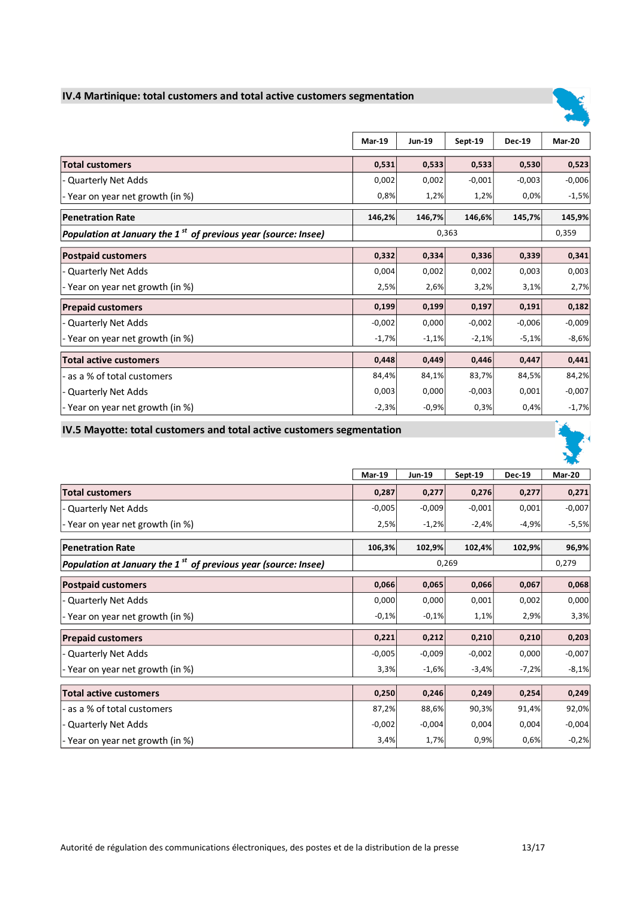## IV.4 Martinique: total customers and total active customers segmentation

| | Mar-19 | Jun-19 | Sept-19 | Dec-19 | Mar-20 |
|---|---|---|---|---|---|
| **Total customers** | **0,531** | **0,533** | **0,533** | **0,530** | **0,523** |
| - Quarterly Net Adds | 0,002 | 0,002 | -0,001 | -0,003 | -0,006 |
| - Year on year net growth (in %) | 0,8% | 1,2% | 1,2% | 0,0% | -1,5% |
| **Penetration Rate** | **146,2%** | **146,7%** | **146,6%** | **145,7%** | **145,9%** |
| ***Population at January the 1st of previous year (source: Insee)*** | 0,363 | | | | 0,359 |
| **Postpaid customers** | **0,332** | **0,334** | **0,336** | **0,339** | **0,341** |
| - Quarterly Net Adds | 0,004 | 0,002 | 0,002 | 0,003 | 0,003 |
| - Year on year net growth (in %) | 2,5% | 2,6% | 3,2% | 3,1% | 2,7% |
| **Prepaid customers** | **0,199** | **0,199** | **0,197** | **0,191** | **0,182** |
| - Quarterly Net Adds | -0,002 | 0,000 | -0,002 | -0,006 | -0,009 |
| - Year on year net growth (in %) | -1,7% | -1,1% | -2,1% | -5,1% | -8,6% |
| **Total active customers** | **0,448** | **0,449** | **0,446** | **0,447** | **0,441** |
| - as a % of total customers | 84,4% | 84,1% | 83,7% | 84,5% | 84,2% |
| - Quarterly Net Adds | 0,003 | 0,000 | -0,003 | 0,001 | -0,007 |
| - Year on year net growth (in %) | -2,3% | -0,9% | 0,3% | 0,4% | -1,7% |

## IV.5 Mayotte: total customers and total active customers segmentation

| | Mar-19 | Jun-19 | Sept-19 | Dec-19 | Mar-20 |
|---|---|---|---|---|---|
| **Total customers** | **0,287** | **0,277** | **0,276** | **0,277** | **0,271** |
| - Quarterly Net Adds | -0,005 | -0,009 | -0,001 | 0,001 | -0,007 |
| - Year on year net growth (in %) | 2,5% | -1,2% | -2,4% | -4,9% | -5,5% |
| **Penetration Rate** | **106,3%** | **102,9%** | **102,4%** | **102,9%** | **96,9%** |
| ***Population at January the 1st of previous year (source: Insee)*** | 0,269 | | | | 0,279 |
| **Postpaid customers** | **0,066** | **0,065** | **0,066** | **0,067** | **0,068** |
| - Quarterly Net Adds | 0,000 | 0,000 | 0,001 | 0,002 | 0,000 |
| - Year on year net growth (in %) | -0,1% | -0,1% | 1,1% | 2,9% | 3,3% |
| **Prepaid customers** | **0,221** | **0,212** | **0,210** | **0,210** | **0,203** |
| - Quarterly Net Adds | -0,005 | -0,009 | -0,002 | 0,000 | -0,007 |
| - Year on year net growth (in %) | 3,3% | -1,6% | -3,4% | -7,2% | -8,1% |
| **Total active customers** | **0,250** | **0,246** | **0,249** | **0,254** | **0,249** |
| - as a % of total customers | 87,2% | 88,6% | 90,3% | 91,4% | 92,0% |
| - Quarterly Net Adds | -0,002 | -0,004 | 0,004 | 0,004 | -0,004 |
| - Year on year net growth (in %) | 3,4% | 1,7% | 0,9% | 0,6% | -0,2% |

Autorité de régulation des communications électroniques, des postes et de la distribution de la presse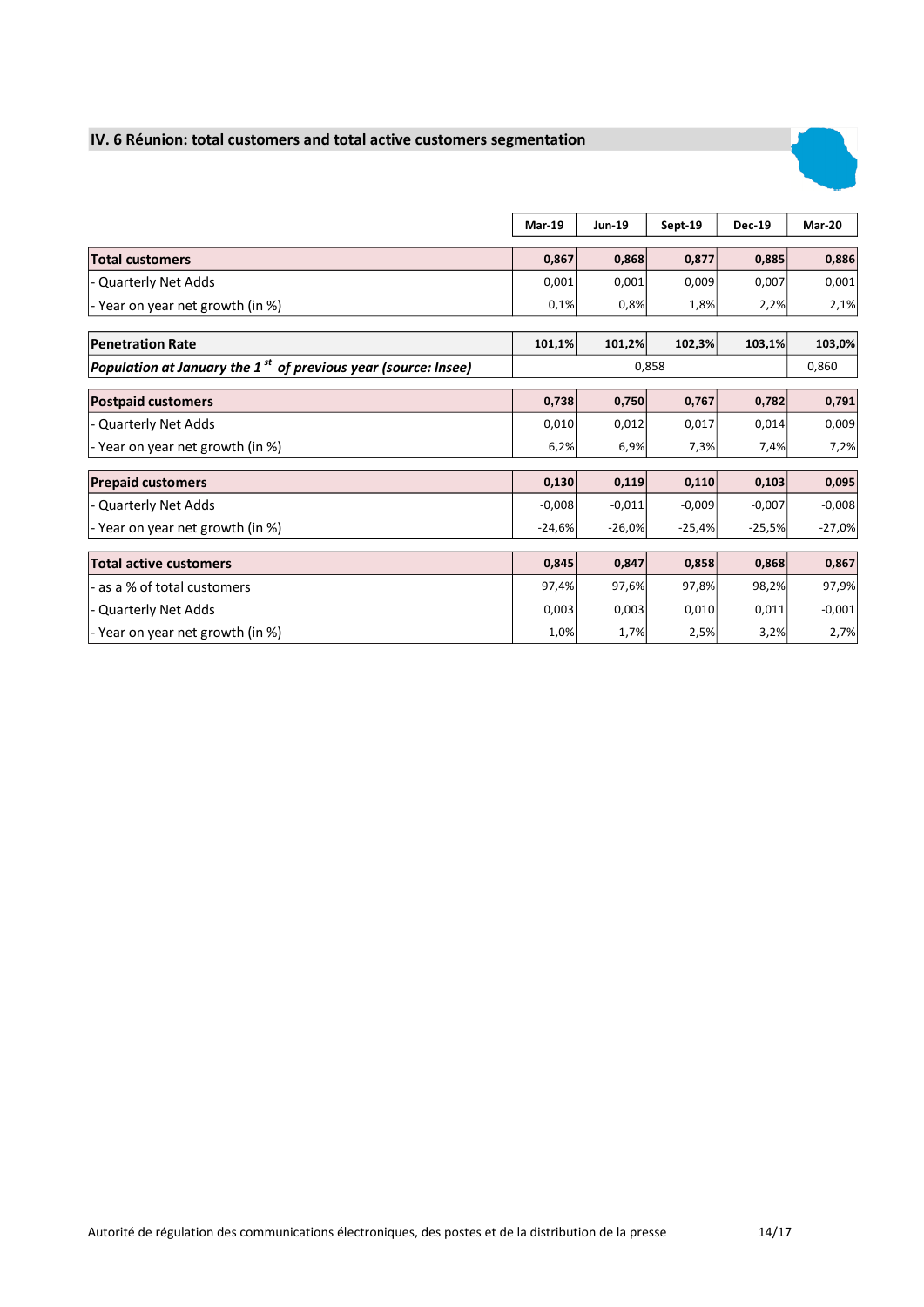## IV. 6 Réunion: total customers and total active customers segmentation

| | Mar-19 | Jun-19 | Sept-19 | Dec-19 | Mar-20 |
|---|---|---|---|---|---|
| **Total customers** | **0,867** | **0,868** | **0,877** | **0,885** | **0,886** |
| - Quarterly Net Adds | 0,001 | 0,001 | 0,009 | 0,007 | 0,001 |
| - Year on year net growth (in %) | 0,1% | 0,8% | 1,8% | 2,2% | 2,1% |
| **Penetration Rate** | **101,1%** | **101,2%** | **102,3%** | **103,1%** | **103,0%** |
| ***Population at January the 1st of previous year (source: Insee)*** | 0,858 | | | | 0,860 |
| **Postpaid customers** | **0,738** | **0,750** | **0,767** | **0,782** | **0,791** |
| - Quarterly Net Adds | 0,010 | 0,012 | 0,017 | 0,014 | 0,009 |
| - Year on year net growth (in %) | 6,2% | 6,9% | 7,3% | 7,4% | 7,2% |
| **Prepaid customers** | **0,130** | **0,119** | **0,110** | **0,103** | **0,095** |
| - Quarterly Net Adds | -0,008 | -0,011 | -0,009 | -0,007 | -0,008 |
| - Year on year net growth (in %) | -24,6% | -26,0% | -25,4% | -25,5% | -27,0% |
| **Total active customers** | **0,845** | **0,847** | **0,858** | **0,868** | **0,867** |
| - as a % of total customers | 97,4% | 97,6% | 97,8% | 98,2% | 97,9% |
| - Quarterly Net Adds | 0,003 | 0,003 | 0,010 | 0,011 | -0,001 |
| - Year on year net growth (in %) | 1,0% | 1,7% | 2,5% | 3,2% | 2,7% |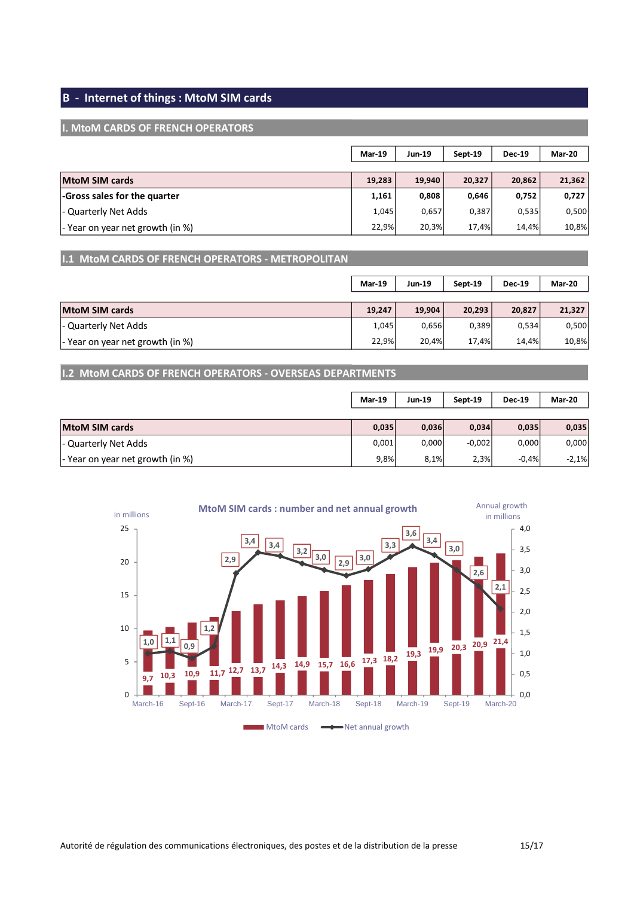## B - Internet of things : MtoM SIM cards

### I. MtoM CARDS OF FRENCH OPERATORS

| | Mar-19 | Jun-19 | Sept-19 | Dec-19 | Mar-20 |
|---|---|---|---|---|---|
| **MtoM SIM cards** | **19,283** | **19,940** | **20,327** | **20,862** | **21,362** |
| **-Gross sales for the quarter** | **1,161** | **0,808** | **0,646** | **0,752** | **0,727** |
| - Quarterly Net Adds | 1,045 | 0,657 | 0,387 | 0,535 | 0,500 |
| - Year on year net growth (in %) | 22,9% | 20,3% | 17,4% | 14,4% | 10,8% |

### I.1 MtoM CARDS OF FRENCH OPERATORS - METROPOLITAN

| | Mar-19 | Jun-19 | Sept-19 | Dec-19 | Mar-20 |
|---|---|---|---|---|---|
| **MtoM SIM cards** | **19,247** | **19,904** | **20,293** | **20,827** | **21,327** |
| - Quarterly Net Adds | 1,045 | 0,656 | 0,389 | 0,534 | 0,500 |
| - Year on year net growth (in %) | 22,9% | 20,4% | 17,4% | 14,4% | 10,8% |

### I.2 MtoM CARDS OF FRENCH OPERATORS - OVERSEAS DEPARTMENTS

| | Mar-19 | Jun-19 | Sept-19 | Dec-19 | Mar-20 |
|---|---|---|---|---|---|
| **MtoM SIM cards** | **0,035** | **0,036** | **0,034** | **0,035** | **0,035** |
| - Quarterly Net Adds | 0,001 | 0,000 | -0,002 | 0,000 | 0,000 |
| - Year on year net growth (in %) | 9,8% | 8,1% | 2,3% | -0,4% | -2,1% |

**MtoM SIM cards : number and net annual growth**

in millions — Annual growth in millions

| Quarter | MtoM cards | Net annual growth |
|---|---|---|
| March-16 | 9,7 | 1,0 |
| | 10,3 | 1,1 |
| Sept-16 | 10,9 | 0,9 |
| | 11,7 | 1,2 |
| March-17 | 12,7 | 2,9 |
| | 13,7 | 3,4 |
| Sept-17 | 14,3 | 3,4 |
| | 14,9 | 3,2 |
| March-18 | 15,7 | 3,0 |
| | 16,6 | 2,9 |
| Sept-18 | 17,3 | 3,0 |
| | 18,2 | 3,3 |
| March-19 | 19,3 | 3,6 |
| | 19,9 | 3,4 |
| Sept-19 | 20,3 | 3,0 |
| | 20,9 | 2,6 |
| March-20 | 21,4 | 2,1 |

MtoM cards — Net annual growth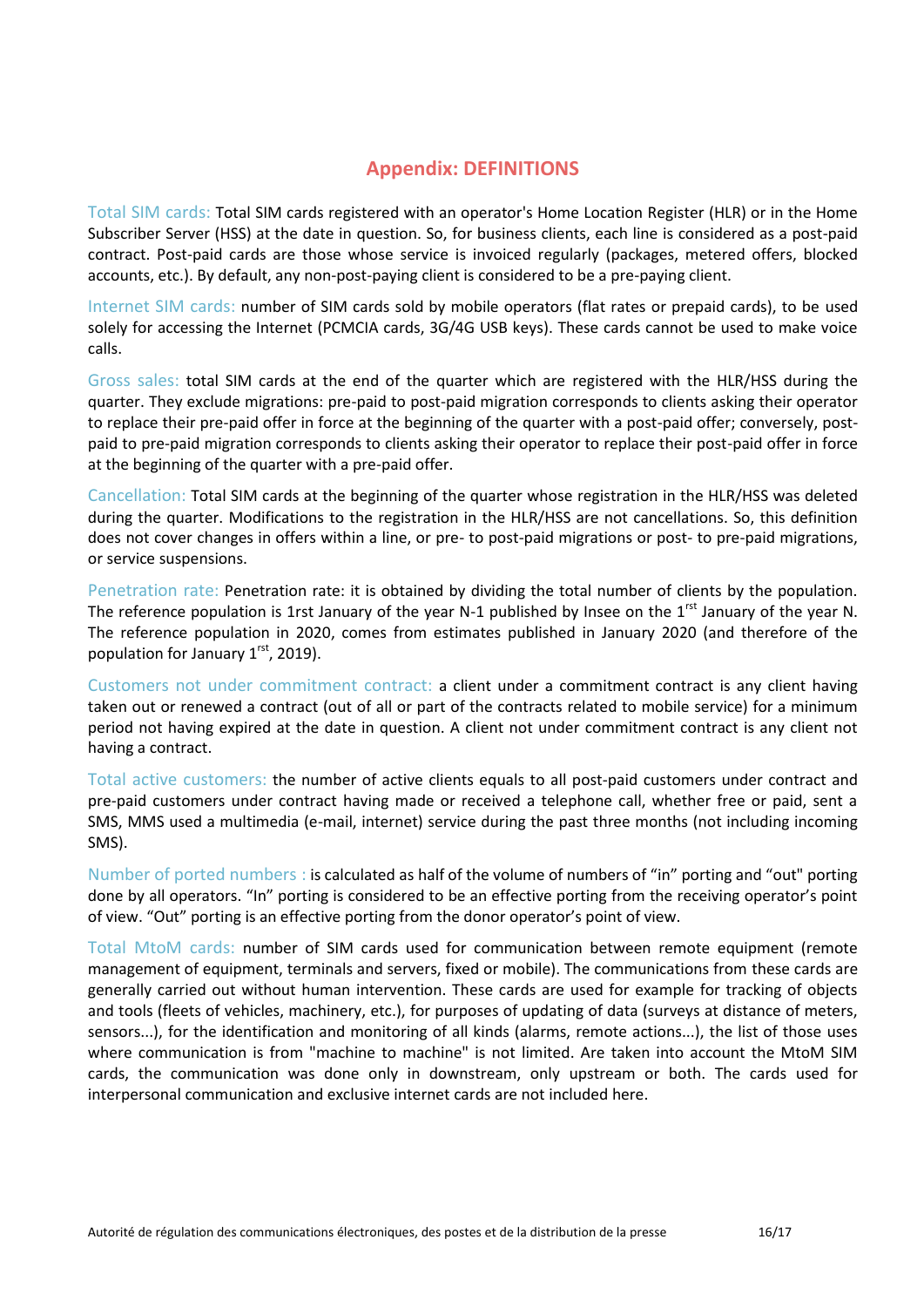## Appendix: DEFINITIONS

Total SIM cards: Total SIM cards registered with an operator's Home Location Register (HLR) or in the Home Subscriber Server (HSS) at the date in question. So, for business clients, each line is considered as a post-paid contract. Post-paid cards are those whose service is invoiced regularly (packages, metered offers, blocked accounts, etc.). By default, any non-post-paying client is considered to be a pre-paying client.

Internet SIM cards: number of SIM cards sold by mobile operators (flat rates or prepaid cards), to be used solely for accessing the Internet (PCMCIA cards, 3G/4G USB keys). These cards cannot be used to make voice calls.

Gross sales: total SIM cards at the end of the quarter which are registered with the HLR/HSS during the quarter. They exclude migrations: pre-paid to post-paid migration corresponds to clients asking their operator to replace their pre-paid offer in force at the beginning of the quarter with a post-paid offer; conversely, post-paid to pre-paid migration corresponds to clients asking their operator to replace their post-paid offer in force at the beginning of the quarter with a pre-paid offer.

Cancellation: Total SIM cards at the beginning of the quarter whose registration in the HLR/HSS was deleted during the quarter. Modifications to the registration in the HLR/HSS are not cancellations. So, this definition does not cover changes in offers within a line, or pre- to post-paid migrations or post- to pre-paid migrations, or service suspensions.

Penetration rate: Penetration rate: it is obtained by dividing the total number of clients by the population. The reference population is 1rst January of the year N-1 published by Insee on the 1rst January of the year N. The reference population in 2020, comes from estimates published in January 2020 (and therefore of the population for January 1rst, 2019).

Customers not under commitment contract: a client under a commitment contract is any client having taken out or renewed a contract (out of all or part of the contracts related to mobile service) for a minimum period not having expired at the date in question. A client not under commitment contract is any client not having a contract.

Total active customers: the number of active clients equals to all post-paid customers under contract and pre-paid customers under contract having made or received a telephone call, whether free or paid, sent a SMS, MMS used a multimedia (e-mail, internet) service during the past three months (not including incoming SMS).

Number of ported numbers : is calculated as half of the volume of numbers of "in" porting and "out" porting done by all operators. "In" porting is considered to be an effective porting from the receiving operator's point of view. "Out" porting is an effective porting from the donor operator's point of view.

Total MtoM cards: number of SIM cards used for communication between remote equipment (remote management of equipment, terminals and servers, fixed or mobile). The communications from these cards are generally carried out without human intervention. These cards are used for example for tracking of objects and tools (fleets of vehicles, machinery, etc.), for purposes of updating of data (surveys at distance of meters, sensors...), for the identification and monitoring of all kinds (alarms, remote actions...), the list of those uses where communication is from "machine to machine" is not limited. Are taken into account the MtoM SIM cards, the communication was done only in downstream, only upstream or both. The cards used for interpersonal communication and exclusive internet cards are not included here.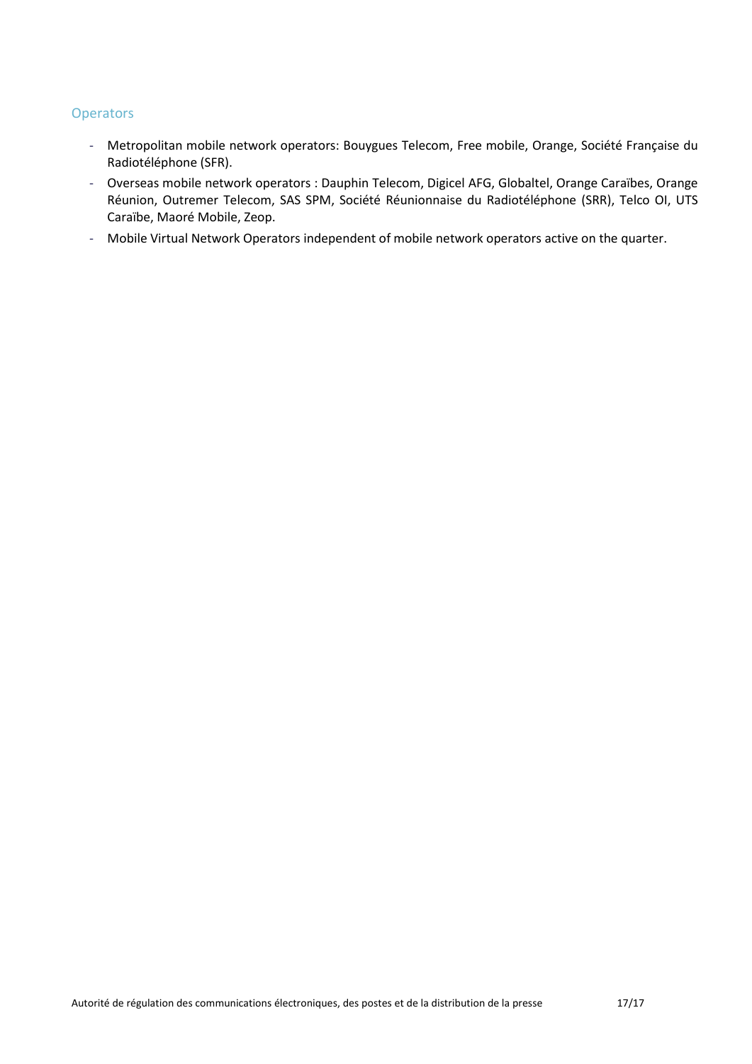## Operators

- Metropolitan mobile network operators: Bouygues Telecom, Free mobile, Orange, Société Française du Radiotéléphone (SFR).
- Overseas mobile network operators : Dauphin Telecom, Digicel AFG, Globaltel, Orange Caraïbes, Orange Réunion, Outremer Telecom, SAS SPM, Société Réunionnaise du Radiotéléphone (SRR), Telco OI, UTS Caraïbe, Maoré Mobile, Zeop.
- Mobile Virtual Network Operators independent of mobile network operators active on the quarter.